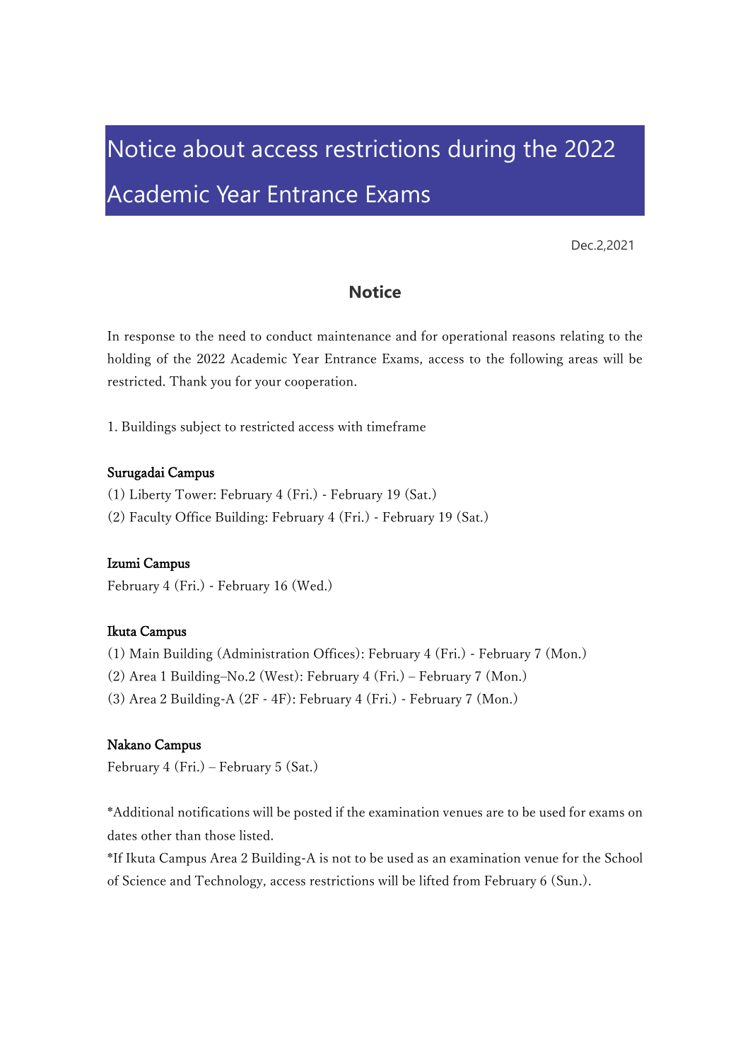# Notice about access restrictions during the 2022 Academic Year Entrance Exams

Dec.2,2021

## Notice

In response to the need to conduct maintenance and for operational reasons relating to the holding of the 2022 Academic Year Entrance Exams, access to the following areas will be restricted. Thank you for your cooperation.

1. Buildings subject to restricted access with timeframe

**Surugadai Campus**

(1) Liberty Tower: February 4 (Fri.) - February 19 (Sat.)
(2) Faculty Office Building: February 4 (Fri.) - February 19 (Sat.)

**Izumi Campus**

February 4 (Fri.) - February 16 (Wed.)

**Ikuta Campus**

(1) Main Building (Administration Offices): February 4 (Fri.) - February 7 (Mon.)
(2) Area 1 Building–No.2 (West): February 4 (Fri.) – February 7 (Mon.)
(3) Area 2 Building-A (2F - 4F): February 4 (Fri.) - February 7 (Mon.)

**Nakano Campus**

February 4 (Fri.) – February 5 (Sat.)

*Additional notifications will be posted if the examination venues are to be used for exams on dates other than those listed.
*If Ikuta Campus Area 2 Building-A is not to be used as an examination venue for the School of Science and Technology, access restrictions will be lifted from February 6 (Sun.).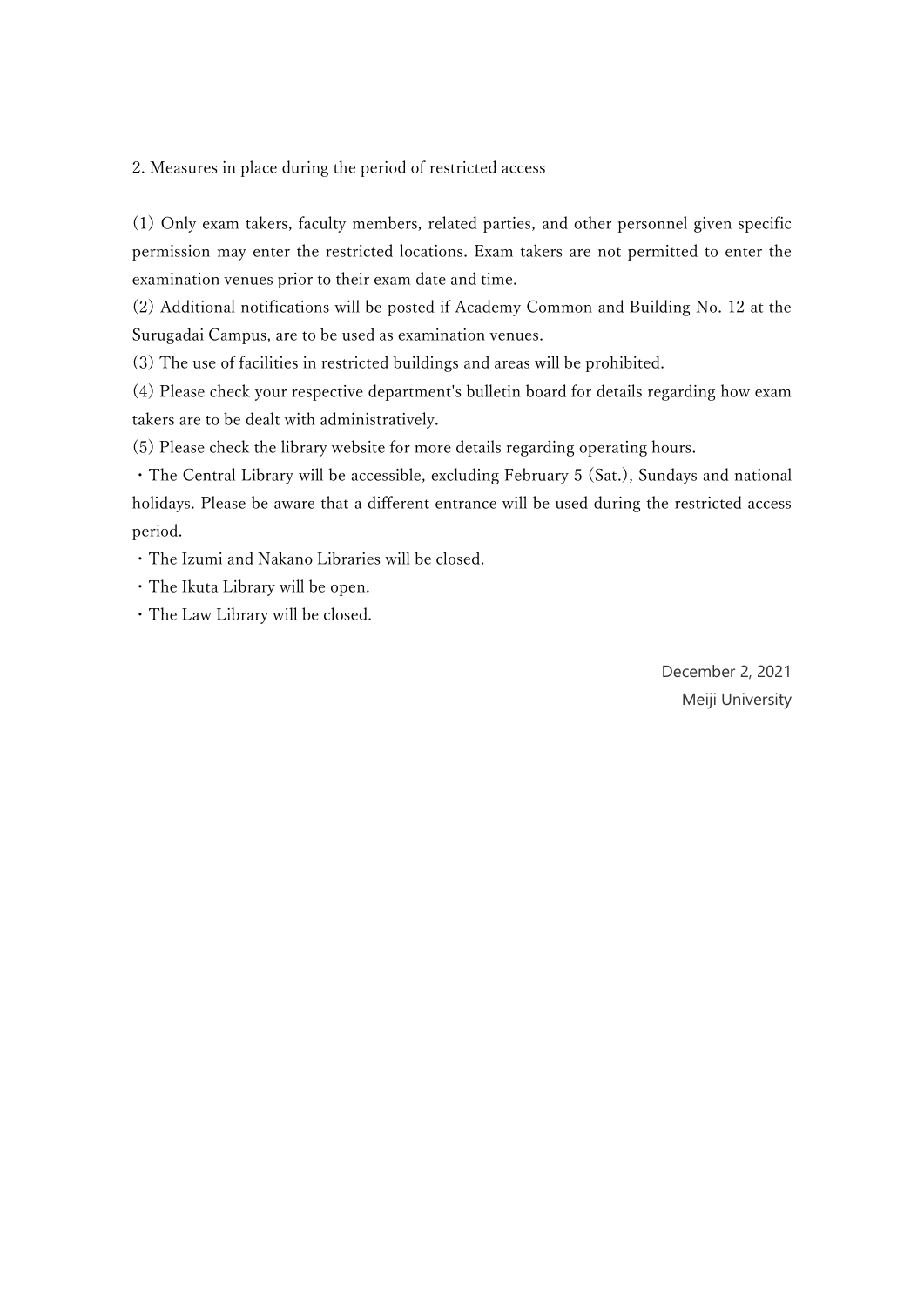## 2. Measures in place during the period of restricted access

(1) Only exam takers, faculty members, related parties, and other personnel given specific permission may enter the restricted locations. Exam takers are not permitted to enter the examination venues prior to their exam date and time.

(2) Additional notifications will be posted if Academy Common and Building No. 12 at the Surugadai Campus, are to be used as examination venues.

(3) The use of facilities in restricted buildings and areas will be prohibited.

(4) Please check your respective department's bulletin board for details regarding how exam takers are to be dealt with administratively.

(5) Please check the library website for more details regarding operating hours.

・The Central Library will be accessible, excluding February 5 (Sat.), Sundays and national holidays. Please be aware that a different entrance will be used during the restricted access period.

・The Izumi and Nakano Libraries will be closed.

・The Ikuta Library will be open.

・The Law Library will be closed.

December 2, 2021

Meiji University